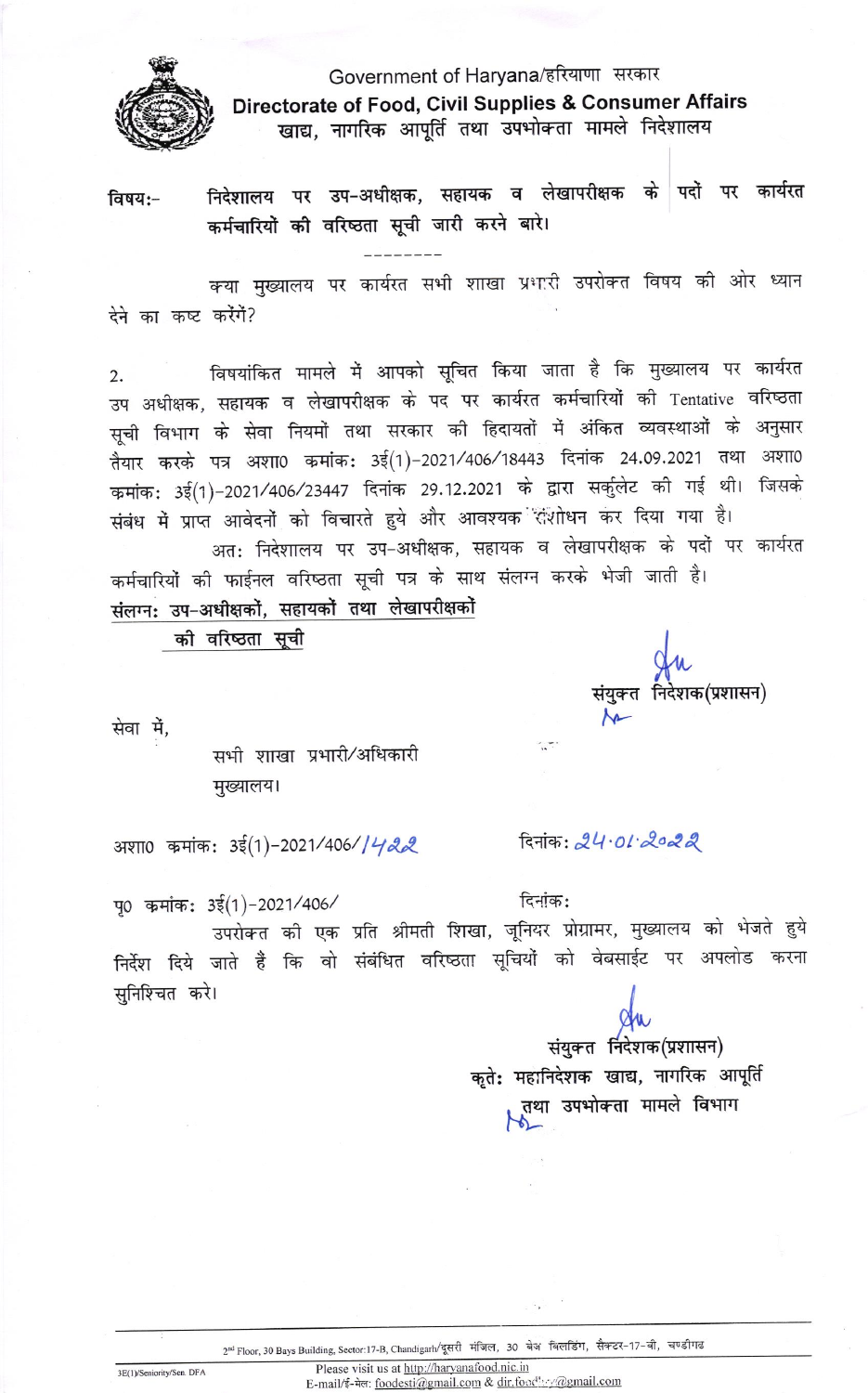Government of Haryana/हरियाणा सरकार

**Directorate of Food, Civil Supplies & Consumer Affairs**

**खाद्य, नागरिक आपूर्ति तथा उपभोक्ता मामले निदेशालय**

**विषय:-** **निदेशालय पर उप-अधीक्षक, सहायक व लेखापरीक्षक के पदों पर कार्यरत कर्मचारियों की वरिष्ठता सूची जारी करने बारे।**

---------

क्या मुख्यालय पर कार्यरत सभी शाखा प्रभारी उपरोक्त विषय की ओर ध्यान देने का कष्ट करेंगें?

2. विषयांकित मामले में आपको सूचित किया जाता है कि मुख्यालय पर कार्यरत उप अधीक्षक, सहायक व लेखापरीक्षक के पद पर कार्यरत कर्मचारियों की Tentative वरिष्ठता सूची विभाग के सेवा नियमों तथा सरकार की हिदायतों में अंकित व्यवस्थाओं के अनुसार तैयार करके पत्र अशा0 कमांक: 3ई(1)-2021/406/18443 दिनांक 24.09.2021 तथा अशा0 कमांक: 3ई(1)-2021/406/23447 दिनांक 29.12.2021 के द्वारा सर्कुलेट की गई थी। जिसके संबंध में प्राप्त आवेदनों को विचारते हुये और आवश्यक संशोधन कर दिया गया है।

अतः निदेशालय पर उप-अधीक्षक, सहायक व लेखापरीक्षक के पदों पर कार्यरत कर्मचारियों की फाईनल वरिष्ठता सूची पत्र के साथ संलग्न करके भेजी जाती है।

**संलग्नः उप-अधीक्षकों, सहायकों तथा लेखापरीक्षकों की वरिष्ठता सूची**

संयुक्त निदेशक(प्रशासन)

सेवा में,

सभी शाखा प्रभारी/अधिकारी
मुख्यालय।

अशा0 कमांक: 3ई(1)-2021/406/1422 दिनांक: 24.01.2022

पृ0 कमांक: 3ई(1)-2021/406/ दिनांक:

उपरोक्त की एक प्रति श्रीमती शिखा, जूनियर प्रोग्रामर, मुख्यालय को भेजते हुये निर्देश दिये जाते है कि वो संबंधित वरिष्ठता सूचियों को वेबसाईट पर अपलोड करना सुनिश्चित करे।

संयुक्त निदेशक(प्रशासन)
कृते: महानिदेशक खाद्य, नागरिक आपूर्ति तथा उपभोक्ता मामले विभाग

2nd Floor, 30 Bays Building, Sector-17-B, Chandigarh/दूसरी मंजिल, 30 बेज बिल्डिंग, सैक्टर-17-बी, चण्डीगढ

3E(1)/Seniority/Sen. DFA

Please visit us at http://haryanafood.nic.in
E-mail/ई-मेल: foodesti@gmail.com & dir.food...@gmail.com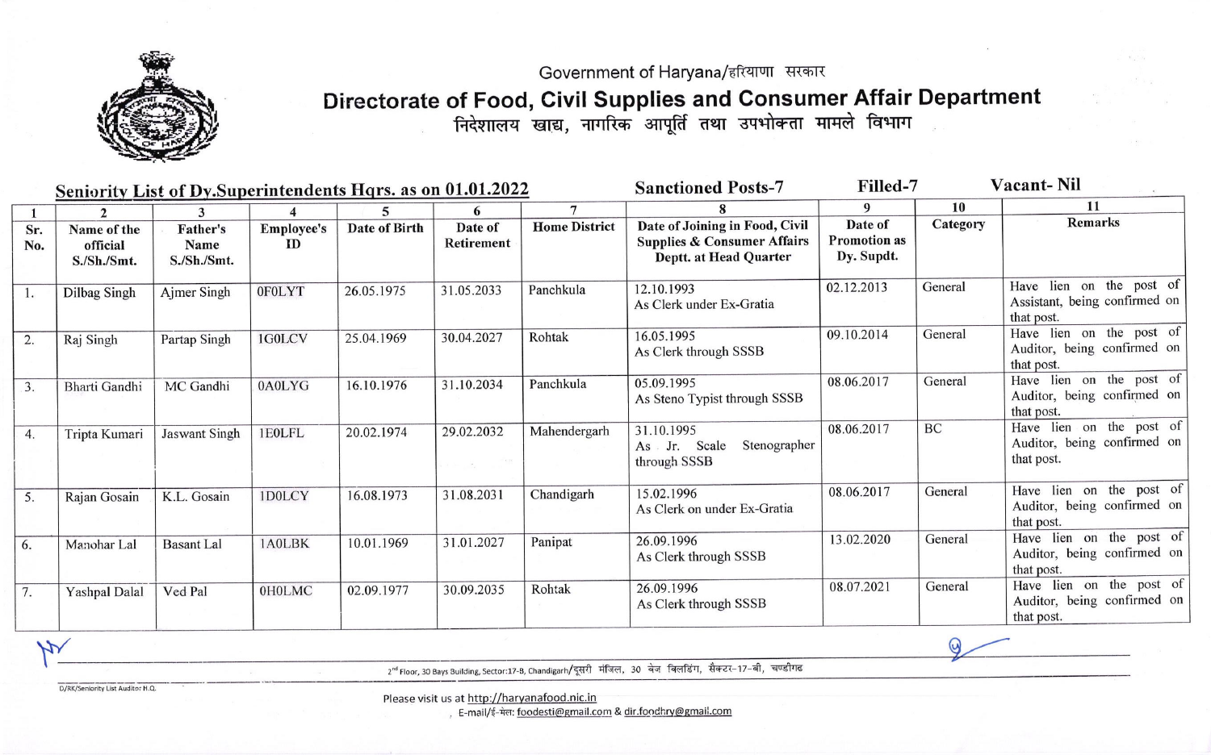Government of Haryana/हरियाणा सरकार

# Directorate of Food, Civil Supplies and Consumer Affair Department

निदेशालय खाद्य, नागरिक आपूर्ति तथा उपभोक्ता मामले विभाग

**Seniority List of Dy.Superintendents Hqrs. as on 01.01.2022** **Sanctioned Posts-7** **Filled-7** **Vacant- Nil**

| 1 | 2 | 3 | 4 | 5 | 6 | 7 | 8 | 9 | 10 | 11 |
|---|---|---|---|---|---|---|---|---|---|---|
| Sr. No. | Name of the official S./Sh./Smt. | Father's Name S./Sh./Smt. | Employee's ID | Date of Birth | Date of Retirement | Home District | Date of Joining in Food, Civil Supplies & Consumer Affairs Deptt. at Head Quarter | Date of Promotion as Dy. Supdt. | Category | Remarks |
| 1. | Dilbag Singh | Ajmer Singh | 0F0LYT | 26.05.1975 | 31.05.2033 | Panchkula | 12.10.1993 As Clerk under Ex-Gratia | 02.12.2013 | General | Have lien on the post of Assistant, being confirmed on that post. |
| 2. | Raj Singh | Partap Singh | 1G0LCV | 25.04.1969 | 30.04.2027 | Rohtak | 16.05.1995 As Clerk through SSSB | 09.10.2014 | General | Have lien on the post of Auditor, being confirmed on that post. |
| 3. | Bharti Gandhi | MC Gandhi | 0A0LYG | 16.10.1976 | 31.10.2034 | Panchkula | 05.09.1995 As Steno Typist through SSSB | 08.06.2017 | General | Have lien on the post of Auditor, being confirmed on that post. |
| 4. | Tripta Kumari | Jaswant Singh | 1E0LFL | 20.02.1974 | 29.02.2032 | Mahendergarh | 31.10.1995 As Jr. Scale Stenographer through SSSB | 08.06.2017 | BC | Have lien on the post of Auditor, being confirmed on that post. |
| 5. | Rajan Gosain | K.L. Gosain | 1D0LCY | 16.08.1973 | 31.08.2031 | Chandigarh | 15.02.1996 As Clerk on under Ex-Gratia | 08.06.2017 | General | Have lien on the post of Auditor, being confirmed on that post. |
| 6. | Manohar Lal | Basant Lal | 1A0LBK | 10.01.1969 | 31.01.2027 | Panipat | 26.09.1996 As Clerk through SSSB | 13.02.2020 | General | Have lien on the post of Auditor, being confirmed on that post. |
| 7. | Yashpal Dalal | Ved Pal | 0H0LMC | 02.09.1977 | 30.09.2035 | Rohtak | 26.09.1996 As Clerk through SSSB | 08.07.2021 | General | Have lien on the post of Auditor, being confirmed on that post. |

2nd Floor, 30 Bays Building, Sector:17-B, Chandigarh/दूसरी मंजिल, 30 बेज बिलडिंग, सैक्टर-17-बी, चण्डीगढ

D/RK/Seniority List Auditor H.Q.

Please visit us at http://haryanafood.nic.in

E-mail/ई-मेल: foodesti@gmail.com & dir.foodhry@gmail.com